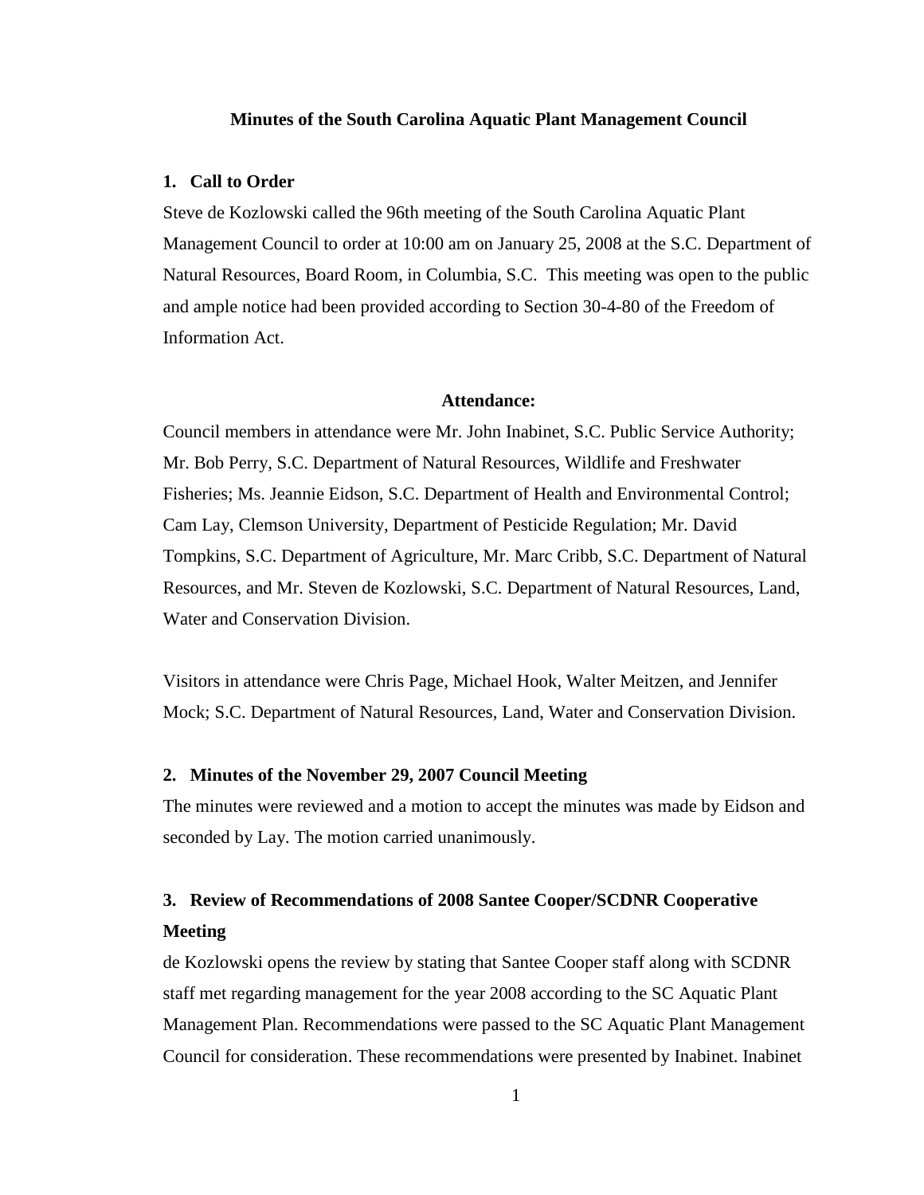# Minutes of the South Carolina Aquatic Plant Management Council

## 1. Call to Order

Steve de Kozlowski called the 96th meeting of the South Carolina Aquatic Plant Management Council to order at 10:00 am on January 25, 2008 at the S.C. Department of Natural Resources, Board Room, in Columbia, S.C. This meeting was open to the public and ample notice had been provided according to Section 30-4-80 of the Freedom of Information Act.

### Attendance:

Council members in attendance were Mr. John Inabinet, S.C. Public Service Authority; Mr. Bob Perry, S.C. Department of Natural Resources, Wildlife and Freshwater Fisheries; Ms. Jeannie Eidson, S.C. Department of Health and Environmental Control; Cam Lay, Clemson University, Department of Pesticide Regulation; Mr. David Tompkins, S.C. Department of Agriculture, Mr. Marc Cribb, S.C. Department of Natural Resources, and Mr. Steven de Kozlowski, S.C. Department of Natural Resources, Land, Water and Conservation Division.

Visitors in attendance were Chris Page, Michael Hook, Walter Meitzen, and Jennifer Mock; S.C. Department of Natural Resources, Land, Water and Conservation Division.

## 2. Minutes of the November 29, 2007 Council Meeting

The minutes were reviewed and a motion to accept the minutes was made by Eidson and seconded by Lay. The motion carried unanimously.

## 3. Review of Recommendations of 2008 Santee Cooper/SCDNR Cooperative Meeting

de Kozlowski opens the review by stating that Santee Cooper staff along with SCDNR staff met regarding management for the year 2008 according to the SC Aquatic Plant Management Plan. Recommendations were passed to the SC Aquatic Plant Management Council for consideration. These recommendations were presented by Inabinet. Inabinet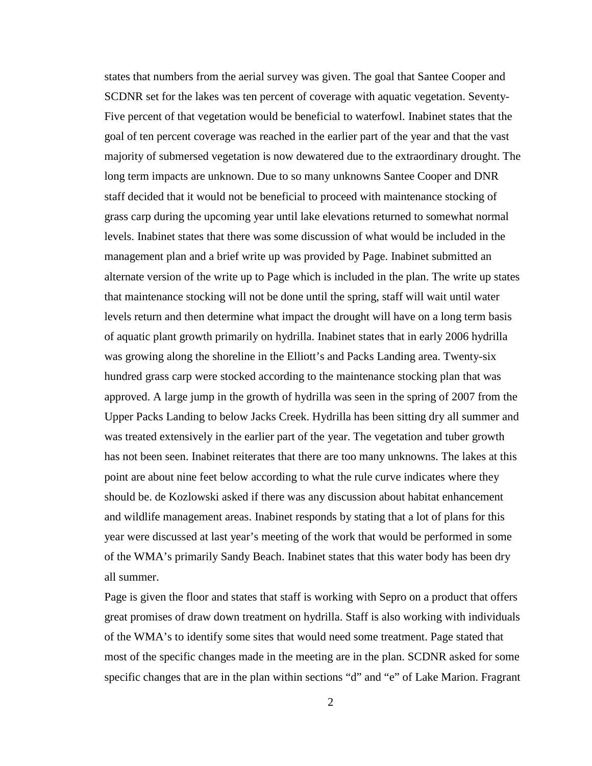states that numbers from the aerial survey was given. The goal that Santee Cooper and SCDNR set for the lakes was ten percent of coverage with aquatic vegetation. Seventy-Five percent of that vegetation would be beneficial to waterfowl. Inabinet states that the goal of ten percent coverage was reached in the earlier part of the year and that the vast majority of submersed vegetation is now dewatered due to the extraordinary drought. The long term impacts are unknown. Due to so many unknowns Santee Cooper and DNR staff decided that it would not be beneficial to proceed with maintenance stocking of grass carp during the upcoming year until lake elevations returned to somewhat normal levels. Inabinet states that there was some discussion of what would be included in the management plan and a brief write up was provided by Page. Inabinet submitted an alternate version of the write up to Page which is included in the plan. The write up states that maintenance stocking will not be done until the spring, staff will wait until water levels return and then determine what impact the drought will have on a long term basis of aquatic plant growth primarily on hydrilla. Inabinet states that in early 2006 hydrilla was growing along the shoreline in the Elliott's and Packs Landing area. Twenty-six hundred grass carp were stocked according to the maintenance stocking plan that was approved. A large jump in the growth of hydrilla was seen in the spring of 2007 from the Upper Packs Landing to below Jacks Creek. Hydrilla has been sitting dry all summer and was treated extensively in the earlier part of the year. The vegetation and tuber growth has not been seen. Inabinet reiterates that there are too many unknowns. The lakes at this point are about nine feet below according to what the rule curve indicates where they should be. de Kozlowski asked if there was any discussion about habitat enhancement and wildlife management areas. Inabinet responds by stating that a lot of plans for this year were discussed at last year's meeting of the work that would be performed in some of the WMA's primarily Sandy Beach. Inabinet states that this water body has been dry all summer.

Page is given the floor and states that staff is working with Sepro on a product that offers great promises of draw down treatment on hydrilla. Staff is also working with individuals of the WMA's to identify some sites that would need some treatment. Page stated that most of the specific changes made in the meeting are in the plan. SCDNR asked for some specific changes that are in the plan within sections "d" and "e" of Lake Marion. Fragrant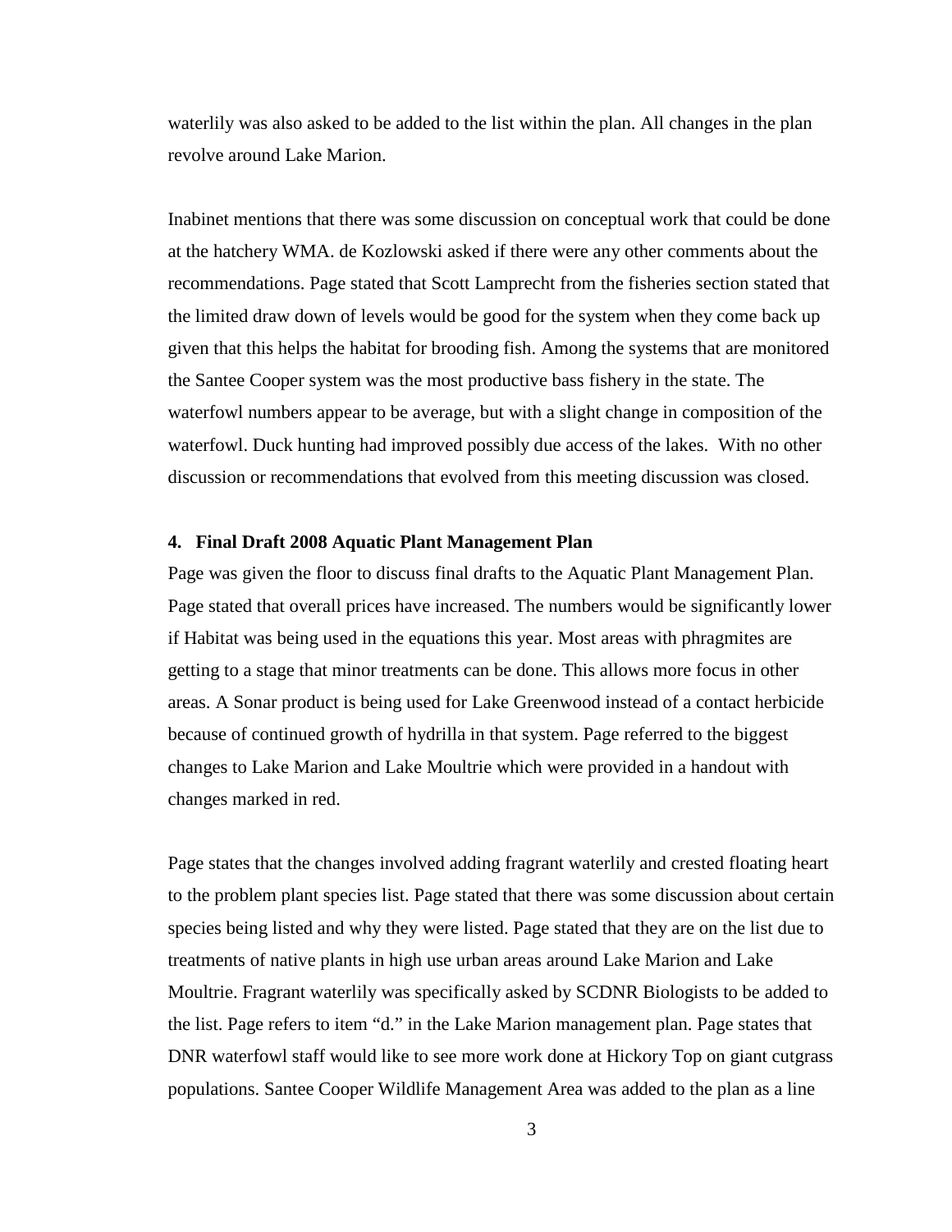waterlily was also asked to be added to the list within the plan. All changes in the plan revolve around Lake Marion.

Inabinet mentions that there was some discussion on conceptual work that could be done at the hatchery WMA. de Kozlowski asked if there were any other comments about the recommendations. Page stated that Scott Lamprecht from the fisheries section stated that the limited draw down of levels would be good for the system when they come back up given that this helps the habitat for brooding fish. Among the systems that are monitored the Santee Cooper system was the most productive bass fishery in the state. The waterfowl numbers appear to be average, but with a slight change in composition of the waterfowl. Duck hunting had improved possibly due access of the lakes. With no other discussion or recommendations that evolved from this meeting discussion was closed.

**4. Final Draft 2008 Aquatic Plant Management Plan**

Page was given the floor to discuss final drafts to the Aquatic Plant Management Plan. Page stated that overall prices have increased. The numbers would be significantly lower if Habitat was being used in the equations this year. Most areas with phragmites are getting to a stage that minor treatments can be done. This allows more focus in other areas. A Sonar product is being used for Lake Greenwood instead of a contact herbicide because of continued growth of hydrilla in that system. Page referred to the biggest changes to Lake Marion and Lake Moultrie which were provided in a handout with changes marked in red.

Page states that the changes involved adding fragrant waterlily and crested floating heart to the problem plant species list. Page stated that there was some discussion about certain species being listed and why they were listed. Page stated that they are on the list due to treatments of native plants in high use urban areas around Lake Marion and Lake Moultrie. Fragrant waterlily was specifically asked by SCDNR Biologists to be added to the list. Page refers to item "d." in the Lake Marion management plan. Page states that DNR waterfowl staff would like to see more work done at Hickory Top on giant cutgrass populations. Santee Cooper Wildlife Management Area was added to the plan as a line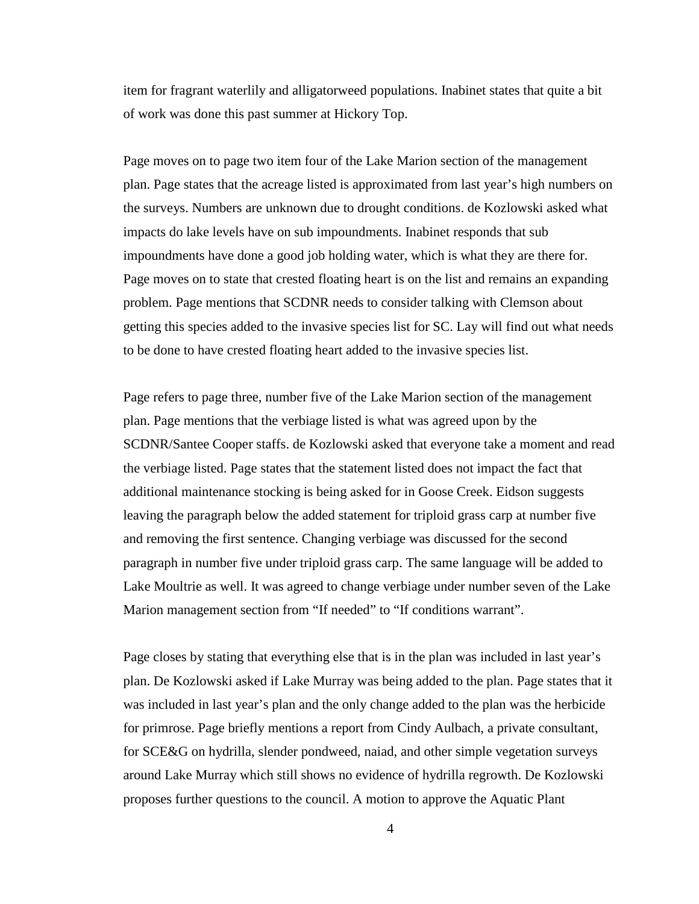item for fragrant waterlily and alligatorweed populations. Inabinet states that quite a bit of work was done this past summer at Hickory Top.

Page moves on to page two item four of the Lake Marion section of the management plan. Page states that the acreage listed is approximated from last year's high numbers on the surveys. Numbers are unknown due to drought conditions. de Kozlowski asked what impacts do lake levels have on sub impoundments. Inabinet responds that sub impoundments have done a good job holding water, which is what they are there for. Page moves on to state that crested floating heart is on the list and remains an expanding problem. Page mentions that SCDNR needs to consider talking with Clemson about getting this species added to the invasive species list for SC. Lay will find out what needs to be done to have crested floating heart added to the invasive species list.

Page refers to page three, number five of the Lake Marion section of the management plan. Page mentions that the verbiage listed is what was agreed upon by the SCDNR/Santee Cooper staffs. de Kozlowski asked that everyone take a moment and read the verbiage listed. Page states that the statement listed does not impact the fact that additional maintenance stocking is being asked for in Goose Creek. Eidson suggests leaving the paragraph below the added statement for triploid grass carp at number five and removing the first sentence. Changing verbiage was discussed for the second paragraph in number five under triploid grass carp. The same language will be added to Lake Moultrie as well. It was agreed to change verbiage under number seven of the Lake Marion management section from "If needed" to "If conditions warrant".

Page closes by stating that everything else that is in the plan was included in last year's plan. De Kozlowski asked if Lake Murray was being added to the plan. Page states that it was included in last year's plan and the only change added to the plan was the herbicide for primrose. Page briefly mentions a report from Cindy Aulbach, a private consultant, for SCE&G on hydrilla, slender pondweed, naiad, and other simple vegetation surveys around Lake Murray which still shows no evidence of hydrilla regrowth. De Kozlowski proposes further questions to the council. A motion to approve the Aquatic Plant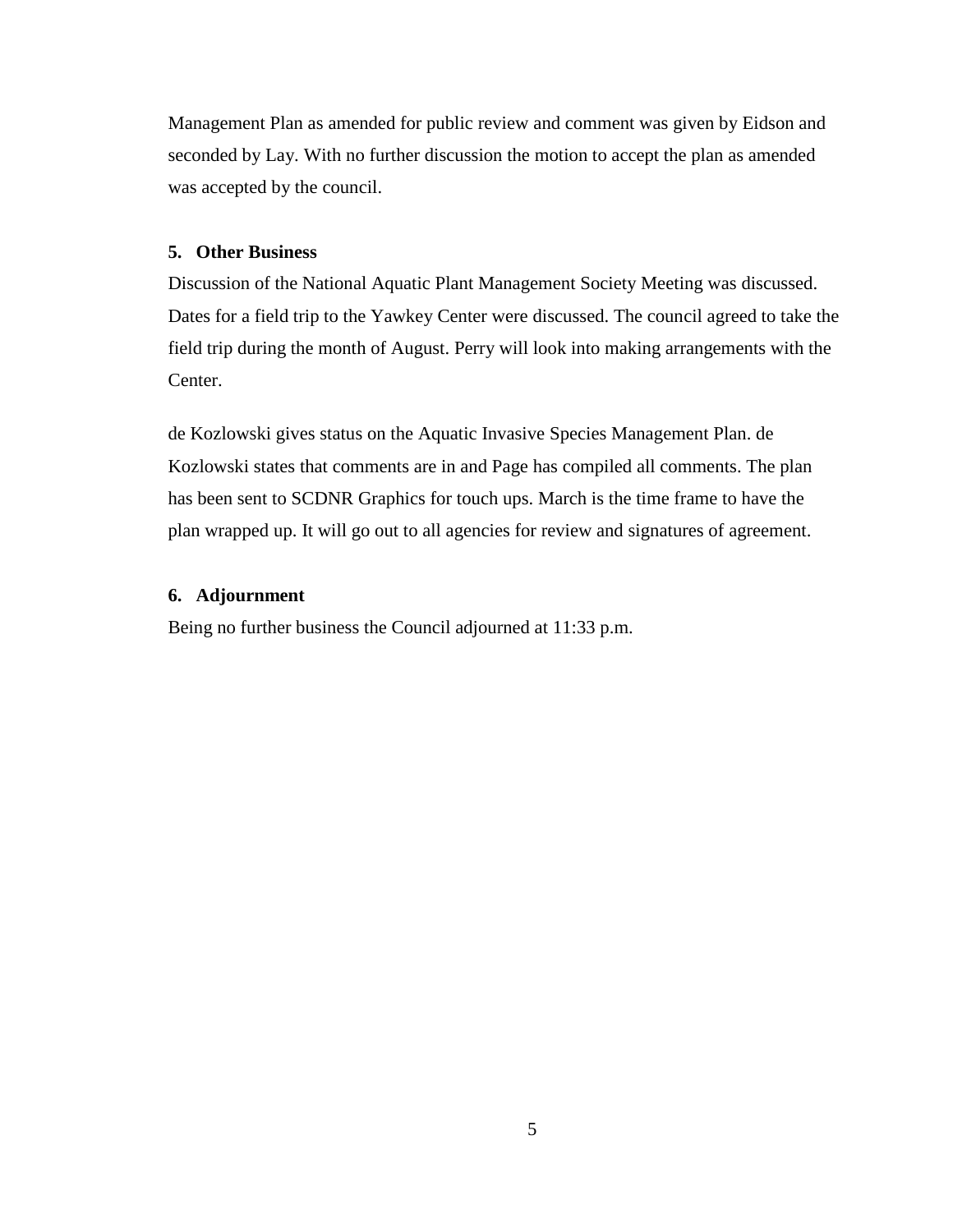Management Plan as amended for public review and comment was given by Eidson and seconded by Lay. With no further discussion the motion to accept the plan as amended was accepted by the council.

**5. Other Business**

Discussion of the National Aquatic Plant Management Society Meeting was discussed. Dates for a field trip to the Yawkey Center were discussed. The council agreed to take the field trip during the month of August. Perry will look into making arrangements with the Center.

de Kozlowski gives status on the Aquatic Invasive Species Management Plan. de Kozlowski states that comments are in and Page has compiled all comments. The plan has been sent to SCDNR Graphics for touch ups. March is the time frame to have the plan wrapped up. It will go out to all agencies for review and signatures of agreement.

**6. Adjournment**

Being no further business the Council adjourned at 11:33 p.m.